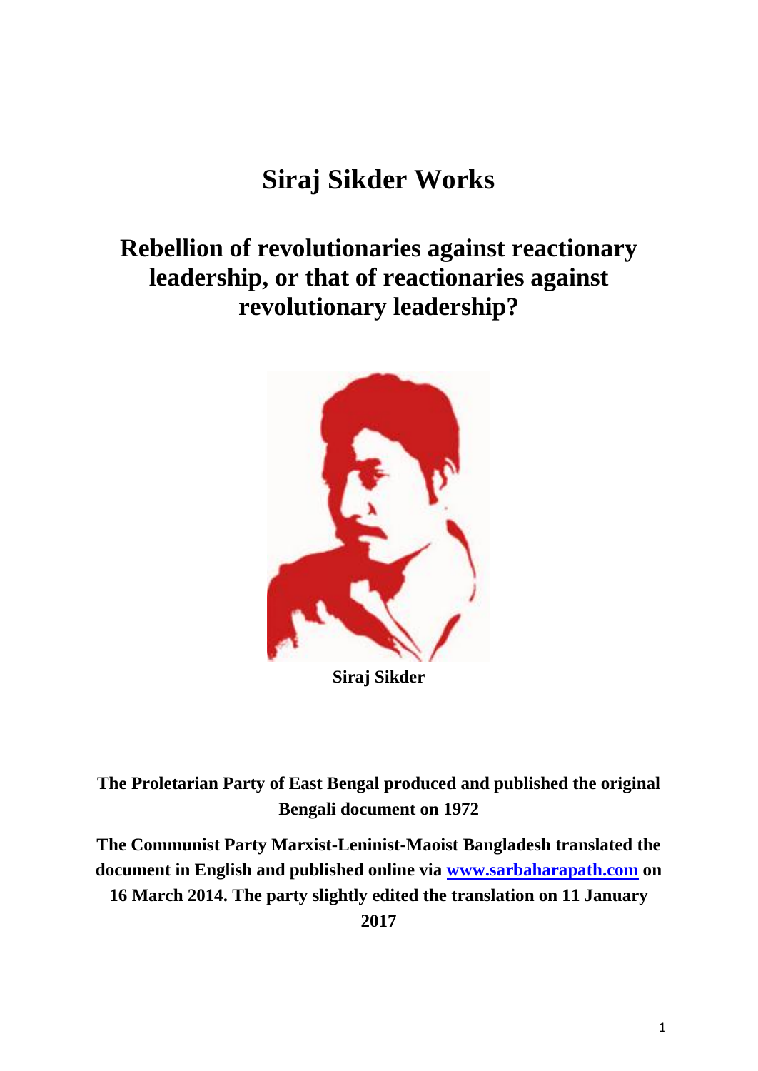# Siraj Sikder Works

## Rebellion of revolutionaries against reactionary leadership, or that of reactionaries against revolutionary leadership?

**Siraj Sikder**

**The Proletarian Party of East Bengal produced and published the original Bengali document on 1972**

**The Communist Party Marxist-Leninist-Maoist Bangladesh translated the document in English and published online via [www.sarbaharapath.com](http://www.sarbaharapath.com) on 16 March 2014. The party slightly edited the translation on 11 January 2017**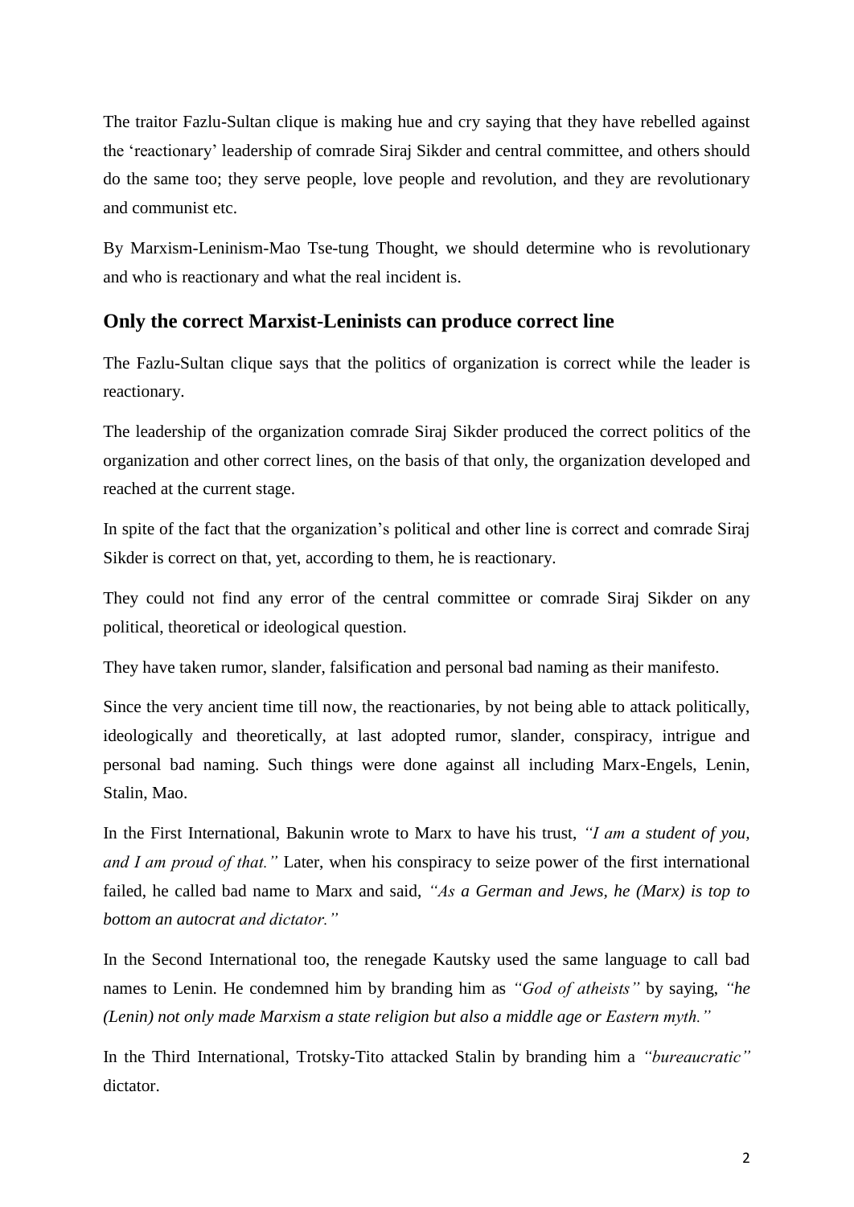The traitor Fazlu-Sultan clique is making hue and cry saying that they have rebelled against the 'reactionary' leadership of comrade Siraj Sikder and central committee, and others should do the same too; they serve people, love people and revolution, and they are revolutionary and communist etc.

By Marxism-Leninism-Mao Tse-tung Thought, we should determine who is revolutionary and who is reactionary and what the real incident is.

## Only the correct Marxist-Leninists can produce correct line

The Fazlu-Sultan clique says that the politics of organization is correct while the leader is reactionary.

The leadership of the organization comrade Siraj Sikder produced the correct politics of the organization and other correct lines, on the basis of that only, the organization developed and reached at the current stage.

In spite of the fact that the organization's political and other line is correct and comrade Siraj Sikder is correct on that, yet, according to them, he is reactionary.

They could not find any error of the central committee or comrade Siraj Sikder on any political, theoretical or ideological question.

They have taken rumor, slander, falsification and personal bad naming as their manifesto.

Since the very ancient time till now, the reactionaries, by not being able to attack politically, ideologically and theoretically, at last adopted rumor, slander, conspiracy, intrigue and personal bad naming. Such things were done against all including Marx-Engels, Lenin, Stalin, Mao.

In the First International, Bakunin wrote to Marx to have his trust, *"I am a student of you, and I am proud of that."* Later, when his conspiracy to seize power of the first international failed, he called bad name to Marx and said, *"As a German and Jews, he (Marx) is top to bottom an autocrat and dictator."*

In the Second International too, the renegade Kautsky used the same language to call bad names to Lenin. He condemned him by branding him as *"God of atheists"* by saying, *"he (Lenin) not only made Marxism a state religion but also a middle age or Eastern myth."*

In the Third International, Trotsky-Tito attacked Stalin by branding him a *"bureaucratic"* dictator.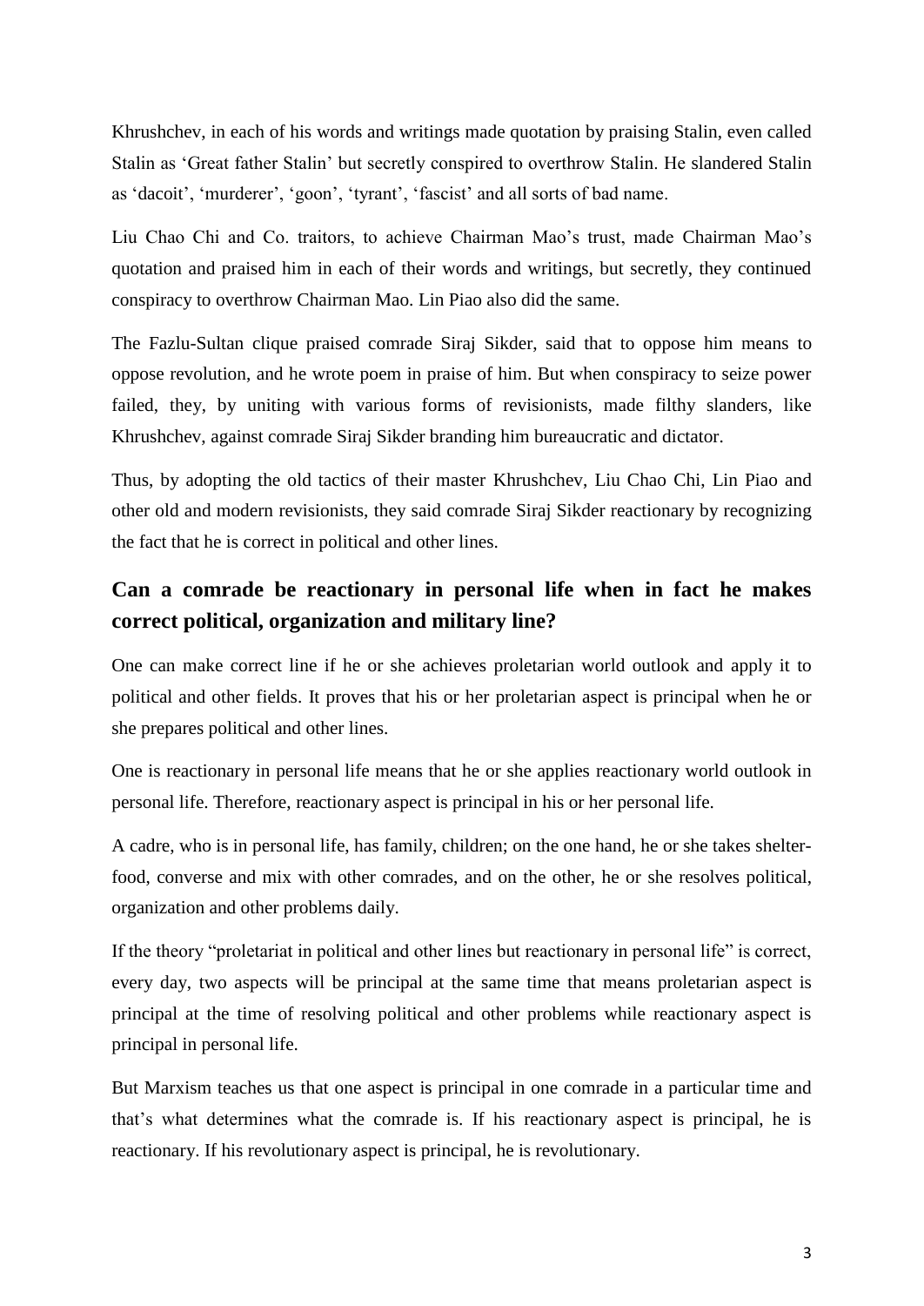Khrushchev, in each of his words and writings made quotation by praising Stalin, even called Stalin as 'Great father Stalin' but secretly conspired to overthrow Stalin. He slandered Stalin as 'dacoit', 'murderer', 'goon', 'tyrant', 'fascist' and all sorts of bad name.

Liu Chao Chi and Co. traitors, to achieve Chairman Mao's trust, made Chairman Mao's quotation and praised him in each of their words and writings, but secretly, they continued conspiracy to overthrow Chairman Mao. Lin Piao also did the same.

The Fazlu-Sultan clique praised comrade Siraj Sikder, said that to oppose him means to oppose revolution, and he wrote poem in praise of him. But when conspiracy to seize power failed, they, by uniting with various forms of revisionists, made filthy slanders, like Khrushchev, against comrade Siraj Sikder branding him bureaucratic and dictator.

Thus, by adopting the old tactics of their master Khrushchev, Liu Chao Chi, Lin Piao and other old and modern revisionists, they said comrade Siraj Sikder reactionary by recognizing the fact that he is correct in political and other lines.

## Can a comrade be reactionary in personal life when in fact he makes correct political, organization and military line?

One can make correct line if he or she achieves proletarian world outlook and apply it to political and other fields. It proves that his or her proletarian aspect is principal when he or she prepares political and other lines.

One is reactionary in personal life means that he or she applies reactionary world outlook in personal life. Therefore, reactionary aspect is principal in his or her personal life.

A cadre, who is in personal life, has family, children; on the one hand, he or she takes shelter-food, converse and mix with other comrades, and on the other, he or she resolves political, organization and other problems daily.

If the theory "proletariat in political and other lines but reactionary in personal life" is correct, every day, two aspects will be principal at the same time that means proletarian aspect is principal at the time of resolving political and other problems while reactionary aspect is principal in personal life.

But Marxism teaches us that one aspect is principal in one comrade in a particular time and that's what determines what the comrade is. If his reactionary aspect is principal, he is reactionary. If his revolutionary aspect is principal, he is revolutionary.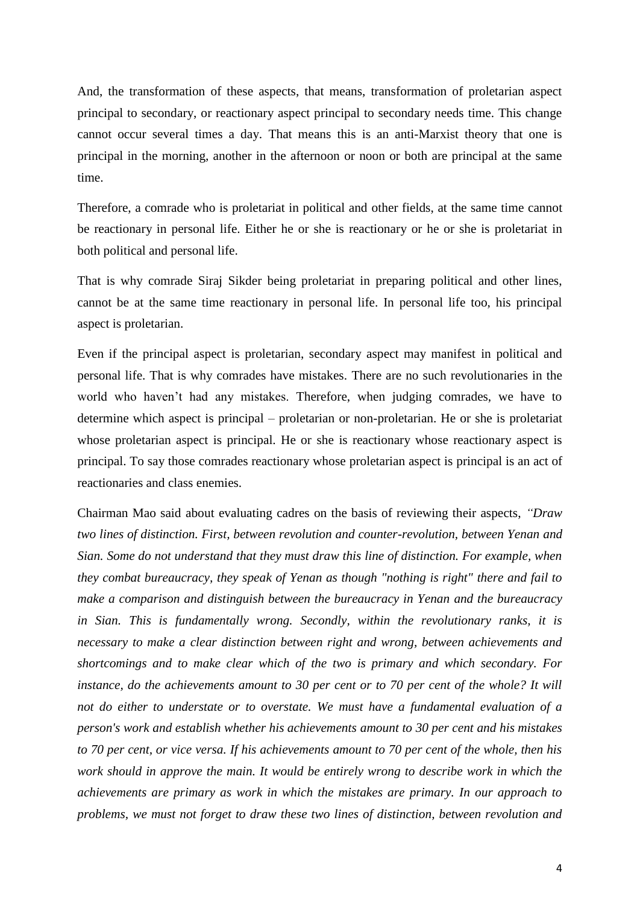And, the transformation of these aspects, that means, transformation of proletarian aspect principal to secondary, or reactionary aspect principal to secondary needs time. This change cannot occur several times a day. That means this is an anti-Marxist theory that one is principal in the morning, another in the afternoon or noon or both are principal at the same time.

Therefore, a comrade who is proletariat in political and other fields, at the same time cannot be reactionary in personal life. Either he or she is reactionary or he or she is proletariat in both political and personal life.

That is why comrade Siraj Sikder being proletariat in preparing political and other lines, cannot be at the same time reactionary in personal life. In personal life too, his principal aspect is proletarian.

Even if the principal aspect is proletarian, secondary aspect may manifest in political and personal life. That is why comrades have mistakes. There are no such revolutionaries in the world who haven't had any mistakes. Therefore, when judging comrades, we have to determine which aspect is principal – proletarian or non-proletarian. He or she is proletariat whose proletarian aspect is principal. He or she is reactionary whose reactionary aspect is principal. To say those comrades reactionary whose proletarian aspect is principal is an act of reactionaries and class enemies.

Chairman Mao said about evaluating cadres on the basis of reviewing their aspects, *"Draw two lines of distinction. First, between revolution and counter-revolution, between Yenan and Sian. Some do not understand that they must draw this line of distinction. For example, when they combat bureaucracy, they speak of Yenan as though "nothing is right" there and fail to make a comparison and distinguish between the bureaucracy in Yenan and the bureaucracy in Sian. This is fundamentally wrong. Secondly, within the revolutionary ranks, it is necessary to make a clear distinction between right and wrong, between achievements and shortcomings and to make clear which of the two is primary and which secondary. For instance, do the achievements amount to 30 per cent or to 70 per cent of the whole? It will not do either to understate or to overstate. We must have a fundamental evaluation of a person's work and establish whether his achievements amount to 30 per cent and his mistakes to 70 per cent, or vice versa. If his achievements amount to 70 per cent of the whole, then his work should in approve the main. It would be entirely wrong to describe work in which the achievements are primary as work in which the mistakes are primary. In our approach to problems, we must not forget to draw these two lines of distinction, between revolution and*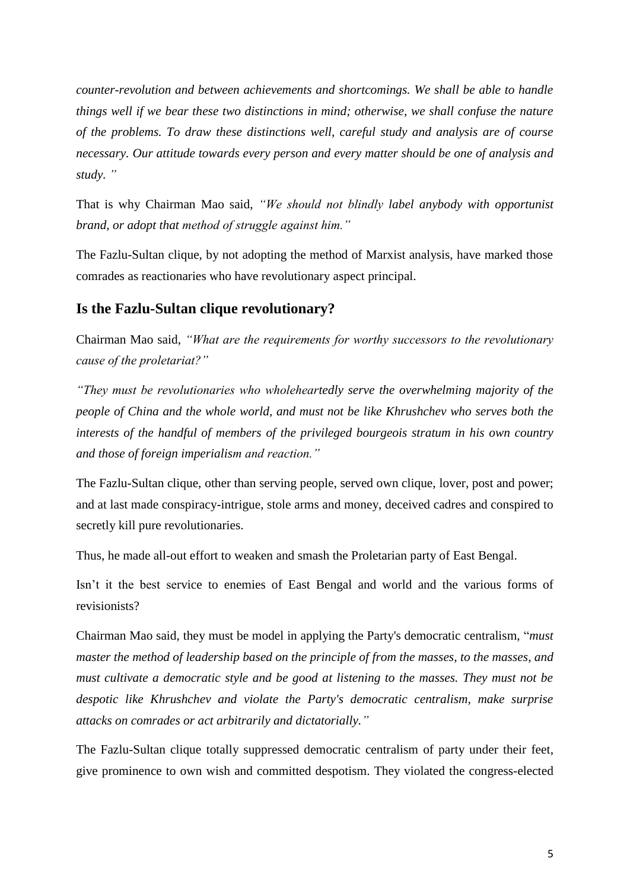*counter-revolution and between achievements and shortcomings. We shall be able to handle things well if we bear these two distinctions in mind; otherwise, we shall confuse the nature of the problems. To draw these distinctions well, careful study and analysis are of course necessary. Our attitude towards every person and every matter should be one of analysis and study. "*

That is why Chairman Mao said, *"We should not blindly label anybody with opportunist brand, or adopt that method of struggle against him."*

The Fazlu-Sultan clique, by not adopting the method of Marxist analysis, have marked those comrades as reactionaries who have revolutionary aspect principal.

## Is the Fazlu-Sultan clique revolutionary?

Chairman Mao said, *"What are the requirements for worthy successors to the revolutionary cause of the proletariat?"*

*"They must be revolutionaries who wholeheartedly serve the overwhelming majority of the people of China and the whole world, and must not be like Khrushchev who serves both the interests of the handful of members of the privileged bourgeois stratum in his own country and those of foreign imperialism and reaction."*

The Fazlu-Sultan clique, other than serving people, served own clique, lover, post and power; and at last made conspiracy-intrigue, stole arms and money, deceived cadres and conspired to secretly kill pure revolutionaries.

Thus, he made all-out effort to weaken and smash the Proletarian party of East Bengal.

Isn't it the best service to enemies of East Bengal and world and the various forms of revisionists?

Chairman Mao said, they must be model in applying the Party's democratic centralism, "*must master the method of leadership based on the principle of from the masses, to the masses, and must cultivate a democratic style and be good at listening to the masses. They must not be despotic like Khrushchev and violate the Party's democratic centralism, make surprise attacks on comrades or act arbitrarily and dictatorially."*

The Fazlu-Sultan clique totally suppressed democratic centralism of party under their feet, give prominence to own wish and committed despotism. They violated the congress-elected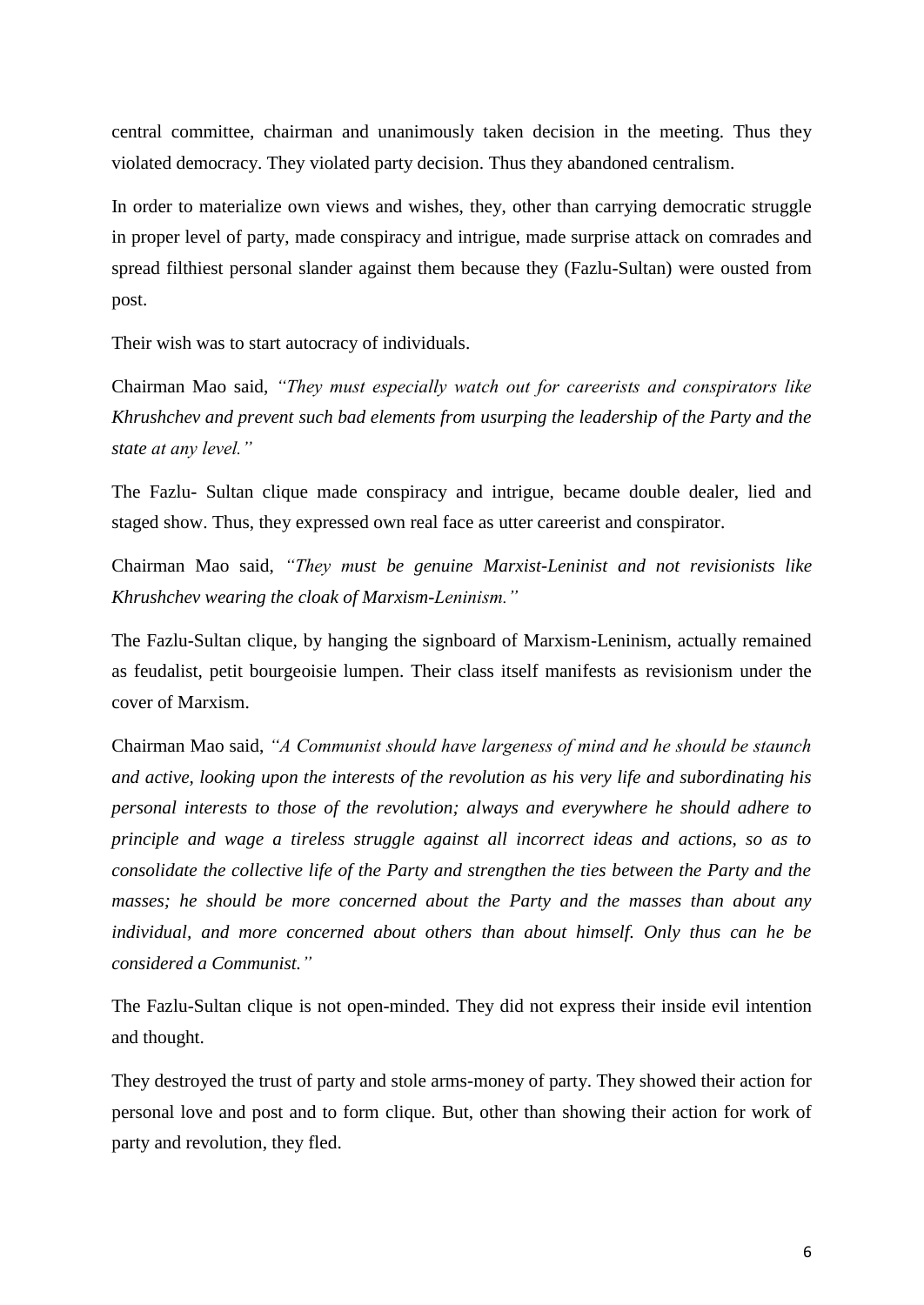central committee, chairman and unanimously taken decision in the meeting. Thus they violated democracy. They violated party decision. Thus they abandoned centralism.

In order to materialize own views and wishes, they, other than carrying democratic struggle in proper level of party, made conspiracy and intrigue, made surprise attack on comrades and spread filthiest personal slander against them because they (Fazlu-Sultan) were ousted from post.

Their wish was to start autocracy of individuals.

Chairman Mao said, *"They must especially watch out for careerists and conspirators like Khrushchev and prevent such bad elements from usurping the leadership of the Party and the state at any level."*

The Fazlu- Sultan clique made conspiracy and intrigue, became double dealer, lied and staged show. Thus, they expressed own real face as utter careerist and conspirator.

Chairman Mao said, *"They must be genuine Marxist-Leninist and not revisionists like Khrushchev wearing the cloak of Marxism-Leninism."*

The Fazlu-Sultan clique, by hanging the signboard of Marxism-Leninism, actually remained as feudalist, petit bourgeoisie lumpen. Their class itself manifests as revisionism under the cover of Marxism.

Chairman Mao said, *"A Communist should have largeness of mind and he should be staunch and active, looking upon the interests of the revolution as his very life and subordinating his personal interests to those of the revolution; always and everywhere he should adhere to principle and wage a tireless struggle against all incorrect ideas and actions, so as to consolidate the collective life of the Party and strengthen the ties between the Party and the masses; he should be more concerned about the Party and the masses than about any individual, and more concerned about others than about himself. Only thus can he be considered a Communist."*

The Fazlu-Sultan clique is not open-minded. They did not express their inside evil intention and thought.

They destroyed the trust of party and stole arms-money of party. They showed their action for personal love and post and to form clique. But, other than showing their action for work of party and revolution, they fled.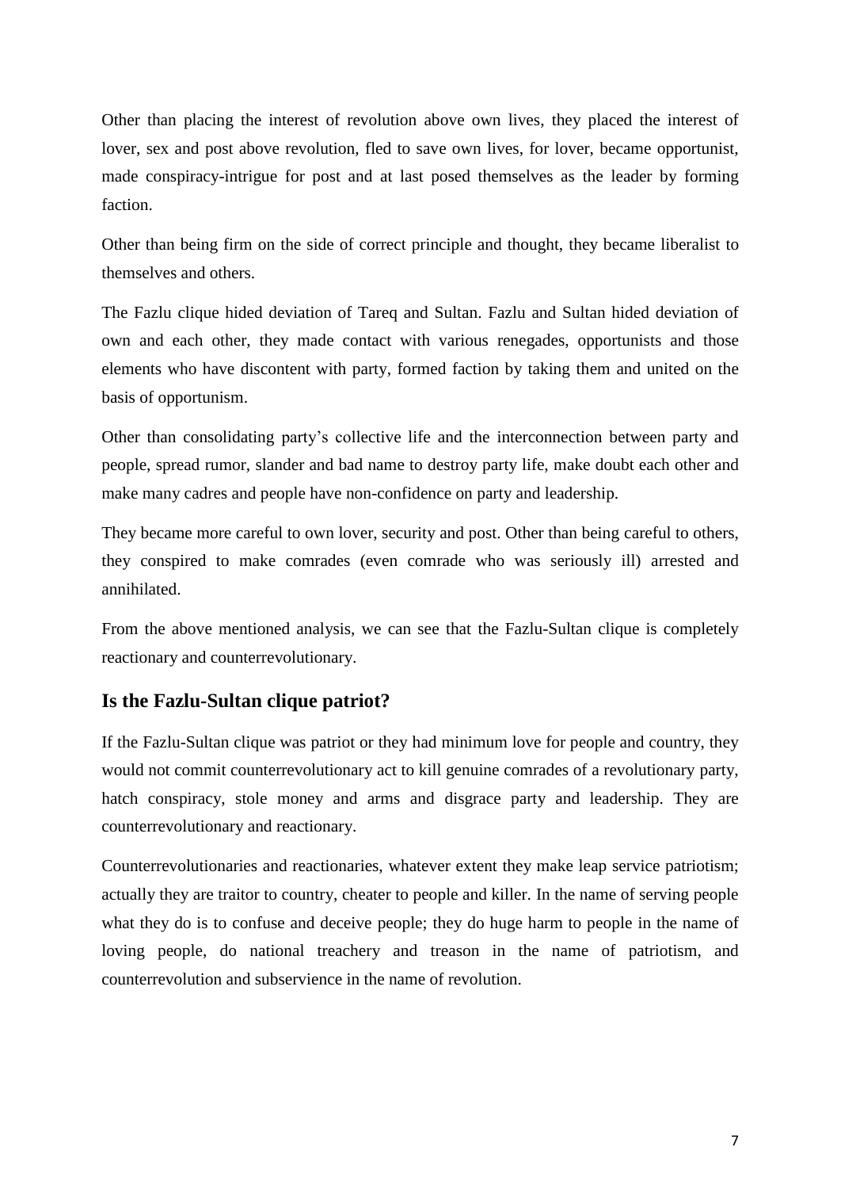Other than placing the interest of revolution above own lives, they placed the interest of lover, sex and post above revolution, fled to save own lives, for lover, became opportunist, made conspiracy-intrigue for post and at last posed themselves as the leader by forming faction.

Other than being firm on the side of correct principle and thought, they became liberalist to themselves and others.

The Fazlu clique hided deviation of Tareq and Sultan. Fazlu and Sultan hided deviation of own and each other, they made contact with various renegades, opportunists and those elements who have discontent with party, formed faction by taking them and united on the basis of opportunism.

Other than consolidating party's collective life and the interconnection between party and people, spread rumor, slander and bad name to destroy party life, make doubt each other and make many cadres and people have non-confidence on party and leadership.

They became more careful to own lover, security and post. Other than being careful to others, they conspired to make comrades (even comrade who was seriously ill) arrested and annihilated.

From the above mentioned analysis, we can see that the Fazlu-Sultan clique is completely reactionary and counterrevolutionary.

## Is the Fazlu-Sultan clique patriot?

If the Fazlu-Sultan clique was patriot or they had minimum love for people and country, they would not commit counterrevolutionary act to kill genuine comrades of a revolutionary party, hatch conspiracy, stole money and arms and disgrace party and leadership. They are counterrevolutionary and reactionary.

Counterrevolutionaries and reactionaries, whatever extent they make leap service patriotism; actually they are traitor to country, cheater to people and killer. In the name of serving people what they do is to confuse and deceive people; they do huge harm to people in the name of loving people, do national treachery and treason in the name of patriotism, and counterrevolution and subservience in the name of revolution.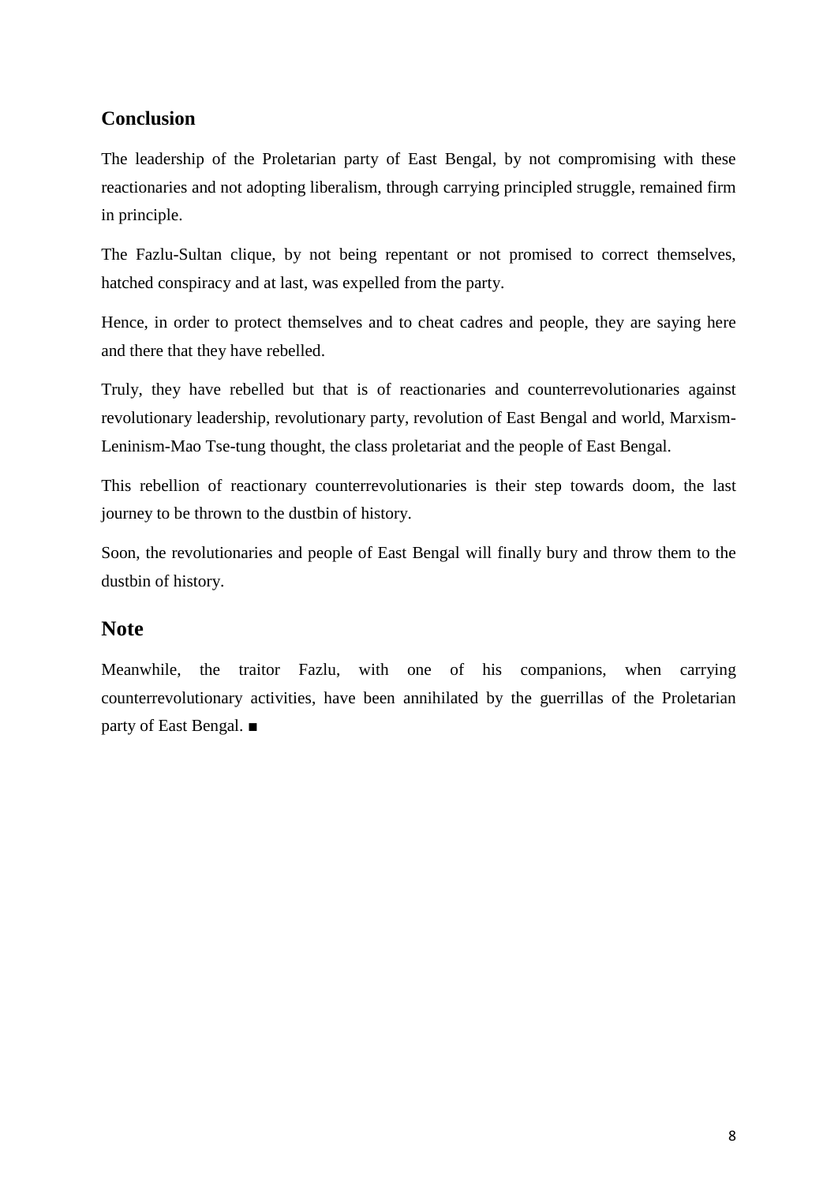## Conclusion

The leadership of the Proletarian party of East Bengal, by not compromising with these reactionaries and not adopting liberalism, through carrying principled struggle, remained firm in principle.

The Fazlu-Sultan clique, by not being repentant or not promised to correct themselves, hatched conspiracy and at last, was expelled from the party.

Hence, in order to protect themselves and to cheat cadres and people, they are saying here and there that they have rebelled.

Truly, they have rebelled but that is of reactionaries and counterrevolutionaries against revolutionary leadership, revolutionary party, revolution of East Bengal and world, Marxism-Leninism-Mao Tse-tung thought, the class proletariat and the people of East Bengal.

This rebellion of reactionary counterrevolutionaries is their step towards doom, the last journey to be thrown to the dustbin of history.

Soon, the revolutionaries and people of East Bengal will finally bury and throw them to the dustbin of history.

## Note

Meanwhile, the traitor Fazlu, with one of his companions, when carrying counterrevolutionary activities, have been annihilated by the guerrillas of the Proletarian party of East Bengal. ■